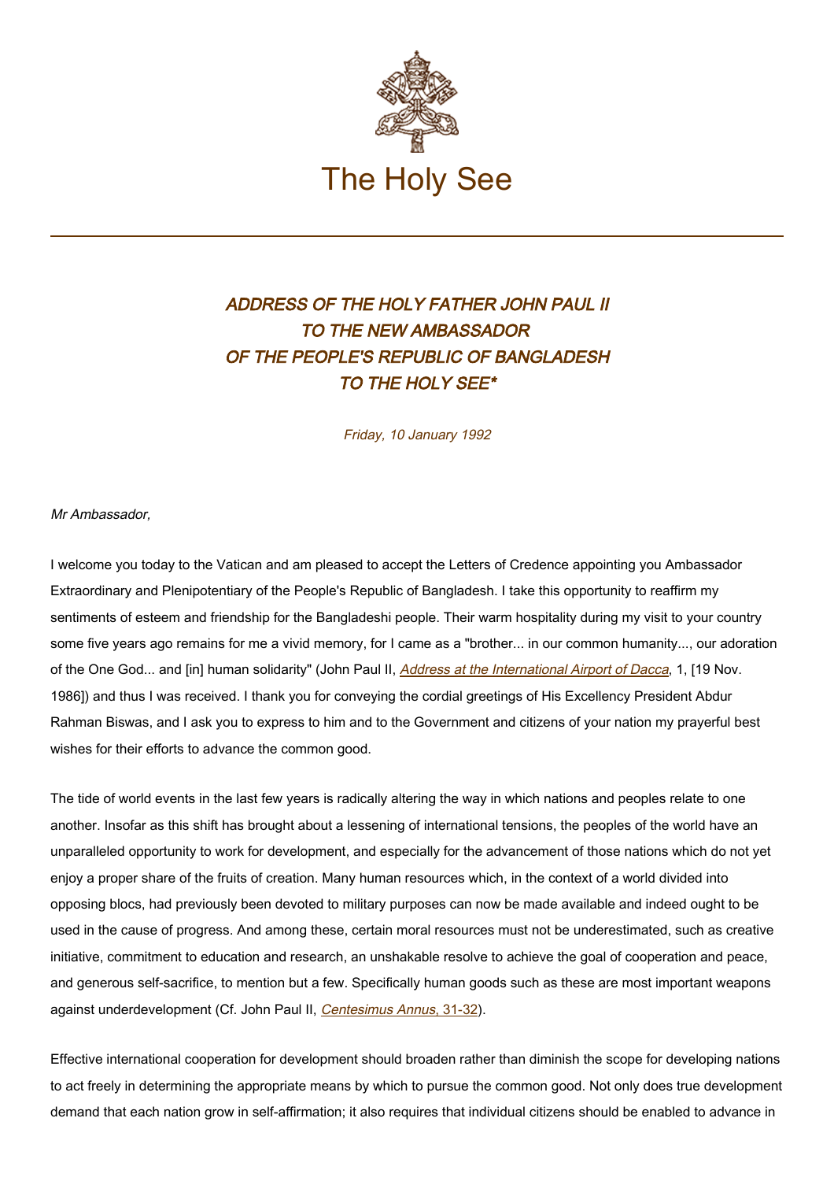The Holy See

# *ADDRESS OF THE HOLY FATHER JOHN PAUL II TO THE NEW AMBASSADOR OF THE PEOPLE'S REPUBLIC OF BANGLADESH TO THE HOLY SEE**

*Friday, 10 January 1992*

*Mr Ambassador,*

I welcome you today to the Vatican and am pleased to accept the Letters of Credence appointing you Ambassador Extraordinary and Plenipotentiary of the People's Republic of Bangladesh. I take this opportunity to reaffirm my sentiments of esteem and friendship for the Bangladeshi people. Their warm hospitality during my visit to your country some five years ago remains for me a vivid memory, for I came as a "brother... in our common humanity..., our adoration of the One God... and [in] human solidarity" (John Paul II, *Address at the International Airport of Dacca*, 1, [19 Nov. 1986]) and thus I was received. I thank you for conveying the cordial greetings of His Excellency President Abdur Rahman Biswas, and I ask you to express to him and to the Government and citizens of your nation my prayerful best wishes for their efforts to advance the common good.

The tide of world events in the last few years is radically altering the way in which nations and peoples relate to one another. Insofar as this shift has brought about a lessening of international tensions, the peoples of the world have an unparalleled opportunity to work for development, and especially for the advancement of those nations which do not yet enjoy a proper share of the fruits of creation. Many human resources which, in the context of a world divided into opposing blocs, had previously been devoted to military purposes can now be made available and indeed ought to be used in the cause of progress. And among these, certain moral resources must not be underestimated, such as creative initiative, commitment to education and research, an unshakable resolve to achieve the goal of cooperation and peace, and generous self-sacrifice, to mention but a few. Specifically human goods such as these are most important weapons against underdevelopment (Cf. John Paul II, *Centesimus Annus, 31-32*).

Effective international cooperation for development should broaden rather than diminish the scope for developing nations to act freely in determining the appropriate means by which to pursue the common good. Not only does true development demand that each nation grow in self-affirmation; it also requires that individual citizens should be enabled to advance in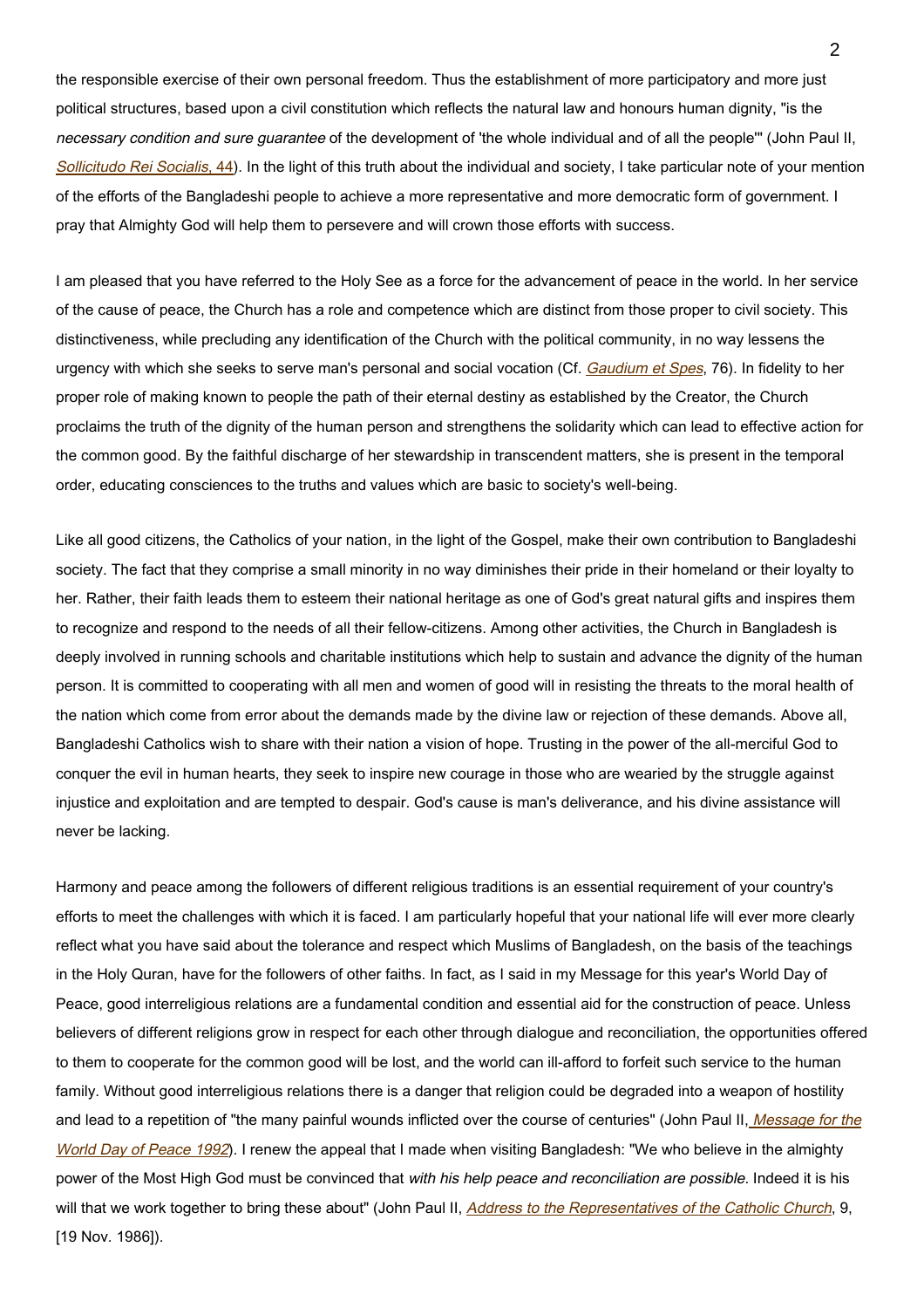the responsible exercise of their own personal freedom. Thus the establishment of more participatory and more just political structures, based upon a civil constitution which reflects the natural law and honours human dignity, "is the *necessary condition and sure guarantee* of the development of 'the whole individual and of all the people'" (John Paul II, *Sollicitudo Rei Socialis*, 44). In the light of this truth about the individual and society, I take particular note of your mention of the efforts of the Bangladeshi people to achieve a more representative and more democratic form of government. I pray that Almighty God will help them to persevere and will crown those efforts with success.

I am pleased that you have referred to the Holy See as a force for the advancement of peace in the world. In her service of the cause of peace, the Church has a role and competence which are distinct from those proper to civil society. This distinctiveness, while precluding any identification of the Church with the political community, in no way lessens the urgency with which she seeks to serve man's personal and social vocation (Cf. *Gaudium et Spes*, 76). In fidelity to her proper role of making known to people the path of their eternal destiny as established by the Creator, the Church proclaims the truth of the dignity of the human person and strengthens the solidarity which can lead to effective action for the common good. By the faithful discharge of her stewardship in transcendent matters, she is present in the temporal order, educating consciences to the truths and values which are basic to society's well-being.

Like all good citizens, the Catholics of your nation, in the light of the Gospel, make their own contribution to Bangladeshi society. The fact that they comprise a small minority in no way diminishes their pride in their homeland or their loyalty to her. Rather, their faith leads them to esteem their national heritage as one of God's great natural gifts and inspires them to recognize and respond to the needs of all their fellow-citizens. Among other activities, the Church in Bangladesh is deeply involved in running schools and charitable institutions which help to sustain and advance the dignity of the human person. It is committed to cooperating with all men and women of good will in resisting the threats to the moral health of the nation which come from error about the demands made by the divine law or rejection of these demands. Above all, Bangladeshi Catholics wish to share with their nation a vision of hope. Trusting in the power of the all-merciful God to conquer the evil in human hearts, they seek to inspire new courage in those who are wearied by the struggle against injustice and exploitation and are tempted to despair. God's cause is man's deliverance, and his divine assistance will never be lacking.

Harmony and peace among the followers of different religious traditions is an essential requirement of your country's efforts to meet the challenges with which it is faced. I am particularly hopeful that your national life will ever more clearly reflect what you have said about the tolerance and respect which Muslims of Bangladesh, on the basis of the teachings in the Holy Quran, have for the followers of other faiths. In fact, as I said in my Message for this year's World Day of Peace, good interreligious relations are a fundamental condition and essential aid for the construction of peace. Unless believers of different religions grow in respect for each other through dialogue and reconciliation, the opportunities offered to them to cooperate for the common good will be lost, and the world can ill-afford to forfeit such service to the human family. Without good interreligious relations there is a danger that religion could be degraded into a weapon of hostility and lead to a repetition of "the many painful wounds inflicted over the course of centuries" (John Paul II, *Message for the World Day of Peace 1992*). I renew the appeal that I made when visiting Bangladesh: "We who believe in the almighty power of the Most High God must be convinced that *with his help peace and reconciliation are possible*. Indeed it is his will that we work together to bring these about" (John Paul II, *Address to the Representatives of the Catholic Church*, 9, [19 Nov. 1986]).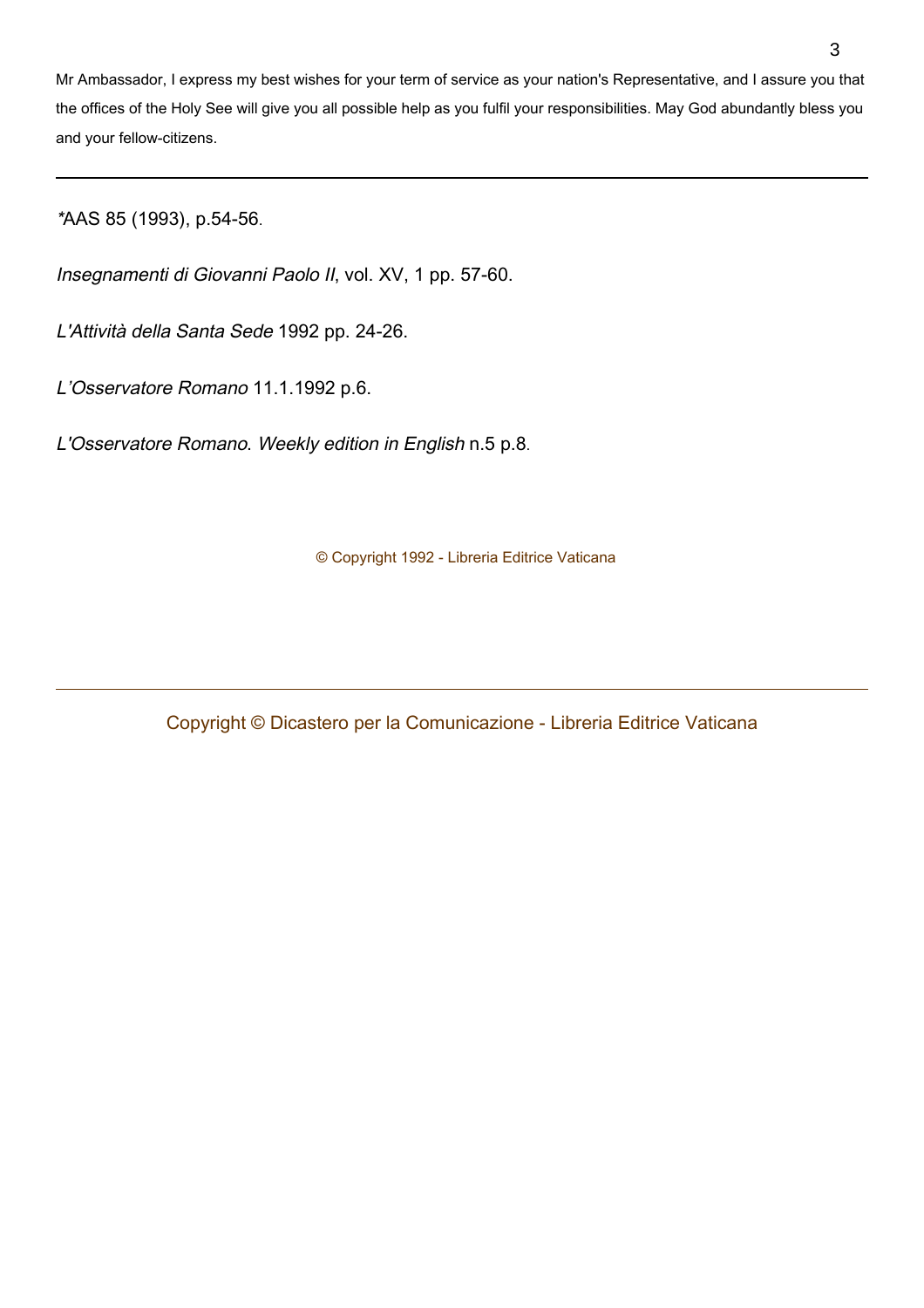Mr Ambassador, I express my best wishes for your term of service as your nation's Representative, and I assure you that the offices of the Holy See will give you all possible help as you fulfil your responsibilities. May God abundantly bless you and your fellow-citizens.

---

*AAS 85 (1993), p.54-56.

*Insegnamenti di Giovanni Paolo II*, vol. XV, 1 pp. 57-60.

*L'Attività della Santa Sede* 1992 pp. 24-26.

*L'Osservatore Romano* 11.1.1992 p.6.

*L'Osservatore Romano*. *Weekly edition in English* n.5 p.8.

© Copyright 1992 - Libreria Editrice Vaticana

---

Copyright © Dicastero per la Comunicazione - Libreria Editrice Vaticana